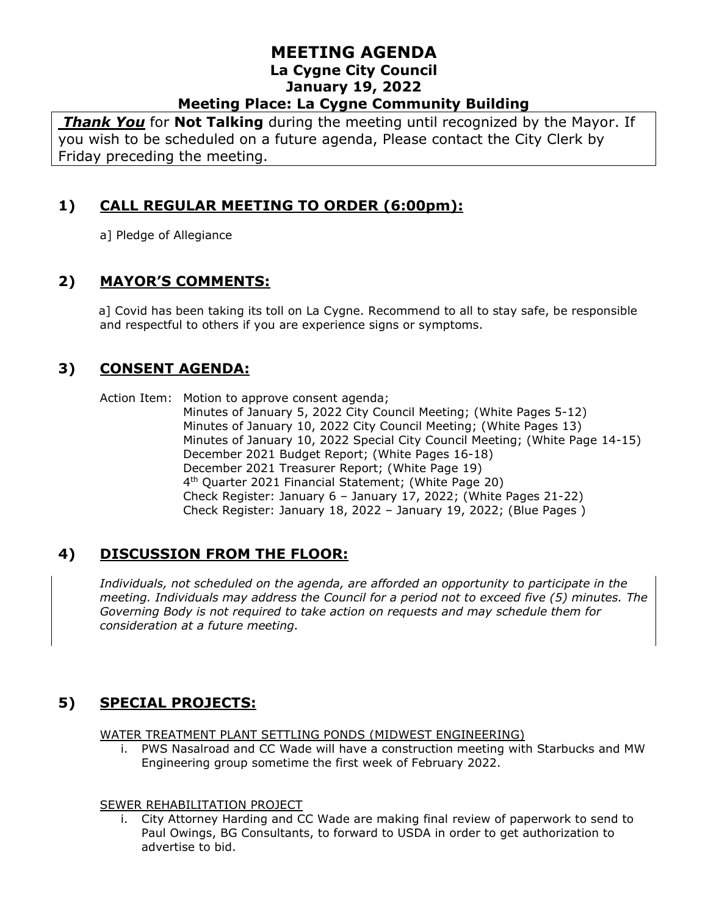# MEETING AGENDA

## La Cygne City Council

## January 19, 2022

## Meeting Place: La Cygne Community Building

***Thank You*** for **Not Talking** during the meeting until recognized by the Mayor. If you wish to be scheduled on a future agenda, Please contact the City Clerk by Friday preceding the meeting.

## 1) CALL REGULAR MEETING TO ORDER (6:00pm):

a] Pledge of Allegiance

## 2) MAYOR'S COMMENTS:

a] Covid has been taking its toll on La Cygne. Recommend to all to stay safe, be responsible and respectful to others if you are experience signs or symptoms.

## 3) CONSENT AGENDA:

Action Item: Motion to approve consent agenda;
Minutes of January 5, 2022 City Council Meeting; (White Pages 5-12)
Minutes of January 10, 2022 City Council Meeting; (White Pages 13)
Minutes of January 10, 2022 Special City Council Meeting; (White Page 14-15)
December 2021 Budget Report; (White Pages 16-18)
December 2021 Treasurer Report; (White Page 19)
4th Quarter 2021 Financial Statement; (White Page 20)
Check Register: January 6 – January 17, 2022; (White Pages 21-22)
Check Register: January 18, 2022 – January 19, 2022; (Blue Pages )

## 4) DISCUSSION FROM THE FLOOR:

*Individuals, not scheduled on the agenda, are afforded an opportunity to participate in the meeting. Individuals may address the Council for a period not to exceed five (5) minutes. The Governing Body is not required to take action on requests and may schedule them for consideration at a future meeting.*

## 5) SPECIAL PROJECTS:

WATER TREATMENT PLANT SETTLING PONDS (MIDWEST ENGINEERING)

i. PWS Nasalroad and CC Wade will have a construction meeting with Starbucks and MW Engineering group sometime the first week of February 2022.

SEWER REHABILITATION PROJECT

i. City Attorney Harding and CC Wade are making final review of paperwork to send to Paul Owings, BG Consultants, to forward to USDA in order to get authorization to advertise to bid.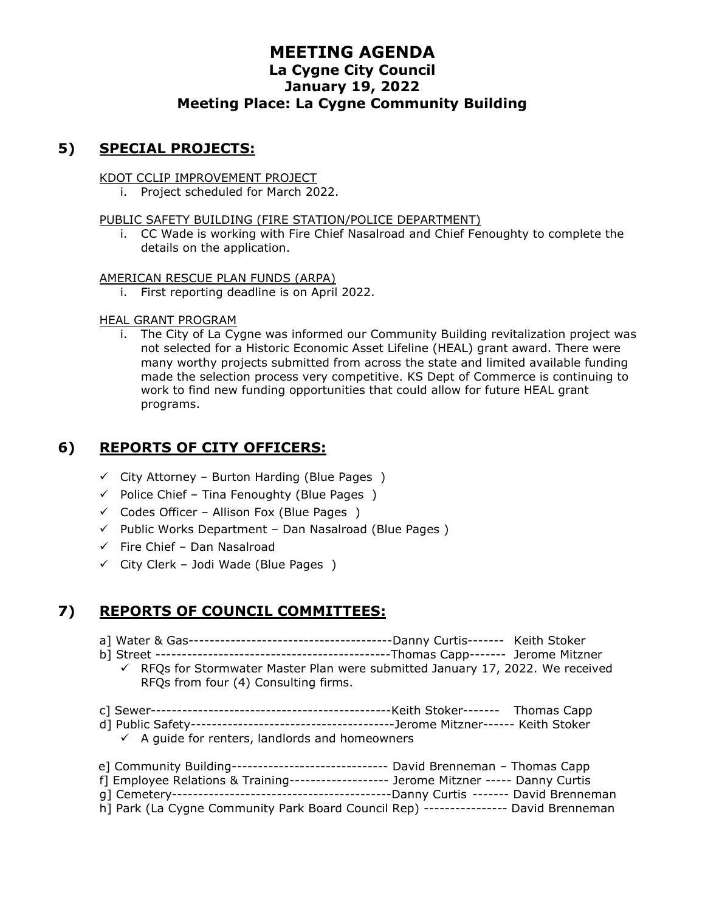# MEETING AGENDA
## La Cygne City Council
## January 19, 2022
## Meeting Place: La Cygne Community Building

## 5) SPECIAL PROJECTS:

KDOT CCLIP IMPROVEMENT PROJECT

i. Project scheduled for March 2022.

PUBLIC SAFETY BUILDING (FIRE STATION/POLICE DEPARTMENT)

i. CC Wade is working with Fire Chief Nasalroad and Chief Fenoughty to complete the details on the application.

AMERICAN RESCUE PLAN FUNDS (ARPA)

i. First reporting deadline is on April 2022.

HEAL GRANT PROGRAM

i. The City of La Cygne was informed our Community Building revitalization project was not selected for a Historic Economic Asset Lifeline (HEAL) grant award. There were many worthy projects submitted from across the state and limited available funding made the selection process very competitive. KS Dept of Commerce is continuing to work to find new funding opportunities that could allow for future HEAL grant programs.

## 6) REPORTS OF CITY OFFICERS:

- ✓ City Attorney – Burton Harding (Blue Pages )
- ✓ Police Chief – Tina Fenoughty (Blue Pages )
- ✓ Codes Officer – Allison Fox (Blue Pages )
- ✓ Public Works Department – Dan Nasalroad (Blue Pages )
- ✓ Fire Chief – Dan Nasalroad
- ✓ City Clerk – Jodi Wade (Blue Pages )

## 7) REPORTS OF COUNCIL COMMITTEES:

a] Water & Gas---------------------------------------Danny Curtis------- Keith Stoker

b] Street --------------------------------------------Thomas Capp------- Jerome Mitzner

- ✓ RFQs for Stormwater Master Plan were submitted January 17, 2022. We received RFQs from four (4) Consulting firms.

c] Sewer----------------------------------------------Keith Stoker------- Thomas Capp

d] Public Safety---------------------------------------Jerome Mitzner------ Keith Stoker

- ✓ A guide for renters, landlords and homeowners

e] Community Building------------------------------ David Brenneman – Thomas Capp

f] Employee Relations & Training------------------- Jerome Mitzner ----- Danny Curtis

g] Cemetery------------------------------------------Danny Curtis ------- David Brenneman

h] Park (La Cygne Community Park Board Council Rep) ---------------- David Brenneman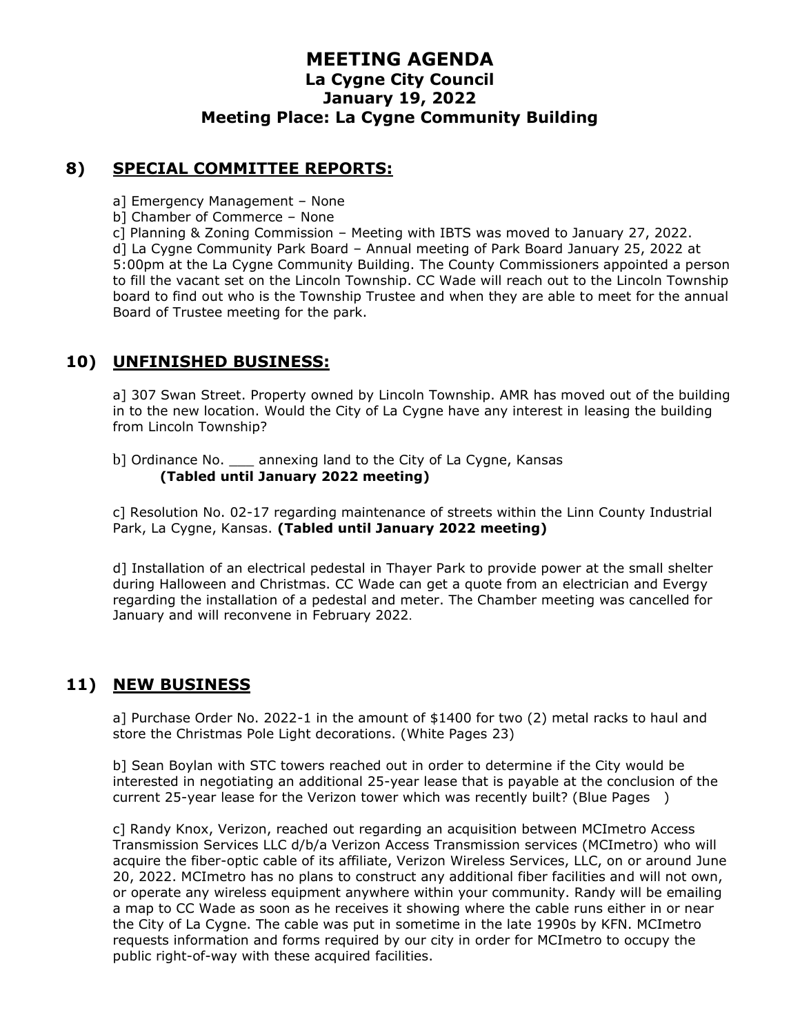# MEETING AGENDA
## La Cygne City Council
## January 19, 2022
## Meeting Place: La Cygne Community Building

## 8) SPECIAL COMMITTEE REPORTS:

a] Emergency Management – None
b] Chamber of Commerce – None
c] Planning & Zoning Commission – Meeting with IBTS was moved to January 27, 2022.
d] La Cygne Community Park Board – Annual meeting of Park Board January 25, 2022 at 5:00pm at the La Cygne Community Building. The County Commissioners appointed a person to fill the vacant set on the Lincoln Township. CC Wade will reach out to the Lincoln Township board to find out who is the Township Trustee and when they are able to meet for the annual Board of Trustee meeting for the park.

## 10) UNFINISHED BUSINESS:

a] 307 Swan Street. Property owned by Lincoln Township. AMR has moved out of the building in to the new location. Would the City of La Cygne have any interest in leasing the building from Lincoln Township?

b] Ordinance No. ___ annexing land to the City of La Cygne, Kansas
**(Tabled until January 2022 meeting)**

c] Resolution No. 02-17 regarding maintenance of streets within the Linn County Industrial Park, La Cygne, Kansas. **(Tabled until January 2022 meeting)**

d] Installation of an electrical pedestal in Thayer Park to provide power at the small shelter during Halloween and Christmas. CC Wade can get a quote from an electrician and Evergy regarding the installation of a pedestal and meter. The Chamber meeting was cancelled for January and will reconvene in February 2022.

## 11) NEW BUSINESS

a] Purchase Order No. 2022-1 in the amount of $1400 for two (2) metal racks to haul and store the Christmas Pole Light decorations. (White Pages 23)

b] Sean Boylan with STC towers reached out in order to determine if the City would be interested in negotiating an additional 25-year lease that is payable at the conclusion of the current 25-year lease for the Verizon tower which was recently built? (Blue Pages )

c] Randy Knox, Verizon, reached out regarding an acquisition between MCImetro Access Transmission Services LLC d/b/a Verizon Access Transmission services (MCImetro) who will acquire the fiber-optic cable of its affiliate, Verizon Wireless Services, LLC, on or around June 20, 2022. MCImetro has no plans to construct any additional fiber facilities and will not own, or operate any wireless equipment anywhere within your community. Randy will be emailing a map to CC Wade as soon as he receives it showing where the cable runs either in or near the City of La Cygne. The cable was put in sometime in the late 1990s by KFN. MCImetro requests information and forms required by our city in order for MCImetro to occupy the public right-of-way with these acquired facilities.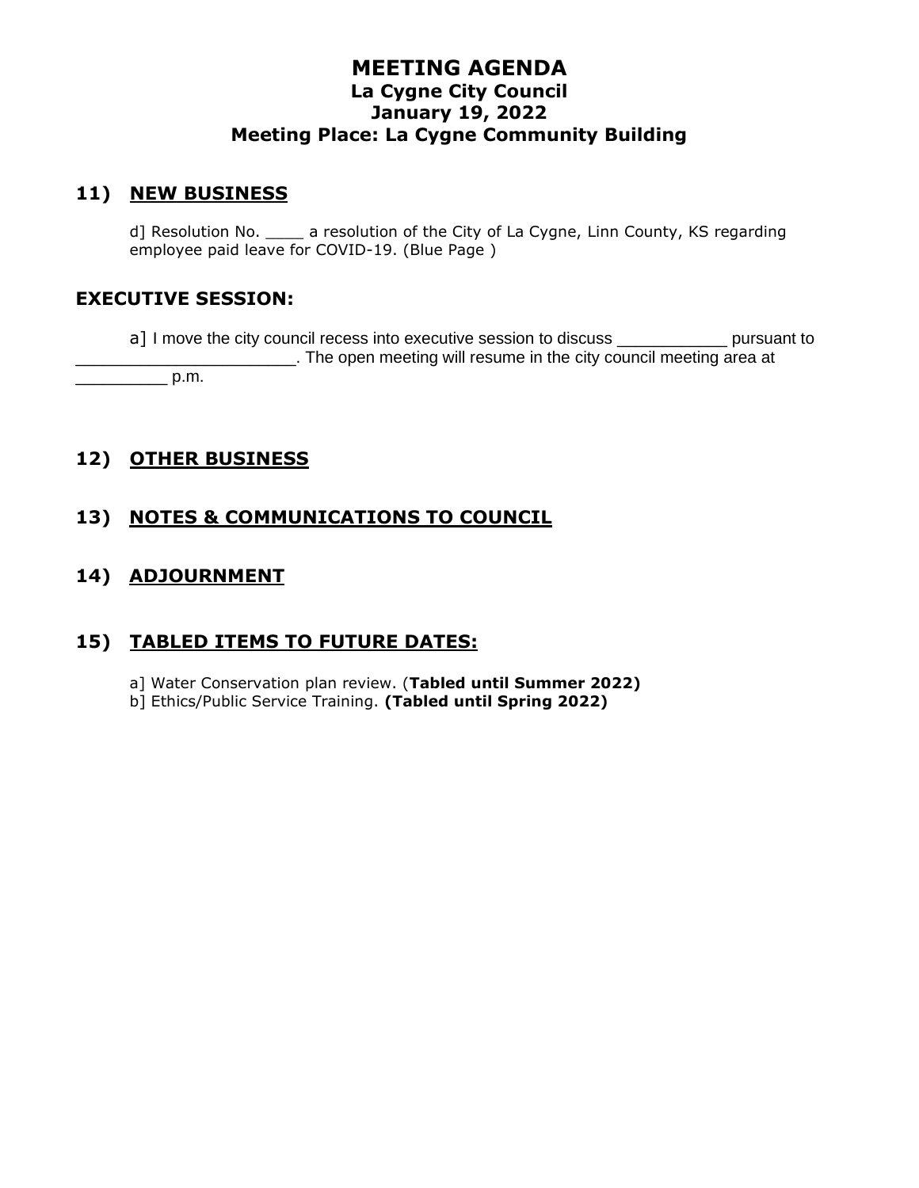# MEETING AGENDA
## La Cygne City Council
## January 19, 2022
## Meeting Place: La Cygne Community Building

## 11) NEW BUSINESS

d] Resolution No. ____ a resolution of the City of La Cygne, Linn County, KS regarding employee paid leave for COVID-19. (Blue Page )

## EXECUTIVE SESSION:

a] I move the city council recess into executive session to discuss ____________ pursuant to ________________________. The open meeting will resume in the city council meeting area at __________ p.m.

## 12) OTHER BUSINESS

## 13) NOTES & COMMUNICATIONS TO COUNCIL

## 14) ADJOURNMENT

## 15) TABLED ITEMS TO FUTURE DATES:

a] Water Conservation plan review. (**Tabled until Summer 2022)**
b] Ethics/Public Service Training. **(Tabled until Spring 2022)**